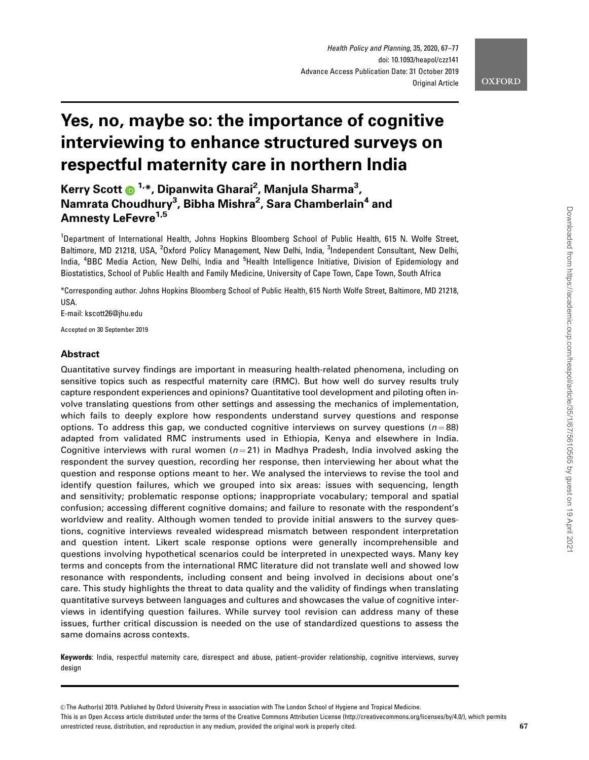# Yes, no, maybe so: the importance of cognitive interviewing to enhance structured surveys on respectful maternity care in northern India

**Kerry Scott [1,*], Dipanwita Gharai [2], Manjula Sharma [3], Namrata Choudhury [3], Bibha Mishra [2], Sara Chamberlain [4] and Amnesty LeFevre [1,5]**

[1]Department of International Health, Johns Hopkins Bloomberg School of Public Health, 615 N. Wolfe Street, Baltimore, MD 21218, USA, [2]Oxford Policy Management, New Delhi, India, [3]Independent Consultant, New Delhi, India, [4]BBC Media Action, New Delhi, India and [5]Health Intelligence Initiative, Division of Epidemiology and Biostatistics, School of Public Health and Family Medicine, University of Cape Town, Cape Town, South Africa

*Corresponding author. Johns Hopkins Bloomberg School of Public Health, 615 North Wolfe Street, Baltimore, MD 21218, USA.
E-mail: kscott26@jhu.edu

Accepted on 30 September 2019

## Abstract

Quantitative survey findings are important in measuring health-related phenomena, including on sensitive topics such as respectful maternity care (RMC). But how well do survey results truly capture respondent experiences and opinions? Quantitative tool development and piloting often involve translating questions from other settings and assessing the mechanics of implementation, which fails to deeply explore how respondents understand survey questions and response options. To address this gap, we conducted cognitive interviews on survey questions ($n = 88$) adapted from validated RMC instruments used in Ethiopia, Kenya and elsewhere in India. Cognitive interviews with rural women ($n = 21$) in Madhya Pradesh, India involved asking the respondent the survey question, recording her response, then interviewing her about what the question and response options meant to her. We analysed the interviews to revise the tool and identify question failures, which we grouped into six areas: issues with sequencing, length and sensitivity; problematic response options; inappropriate vocabulary; temporal and spatial confusion; accessing different cognitive domains; and failure to resonate with the respondent's worldview and reality. Although women tended to provide initial answers to the survey questions, cognitive interviews revealed widespread mismatch between respondent interpretation and question intent. Likert scale response options were generally incomprehensible and questions involving hypothetical scenarios could be interpreted in unexpected ways. Many key terms and concepts from the international RMC literature did not translate well and showed low resonance with respondents, including consent and being involved in decisions about one's care. This study highlights the threat to data quality and the validity of findings when translating quantitative surveys between languages and cultures and showcases the value of cognitive interviews in identifying question failures. While survey tool revision can address many of these issues, further critical discussion is needed on the use of standardized questions to assess the same domains across contexts.

**Keywords**: India, respectful maternity care, disrespect and abuse, patient–provider relationship, cognitive interviews, survey design

© The Author(s) 2019. Published by Oxford University Press in association with The London School of Hygiene and Tropical Medicine.
This is an Open Access article distributed under the terms of the Creative Commons Attribution License (http://creativecommons.org/licenses/by/4.0/), which permits unrestricted reuse, distribution, and reproduction in any medium, provided the original work is properly cited.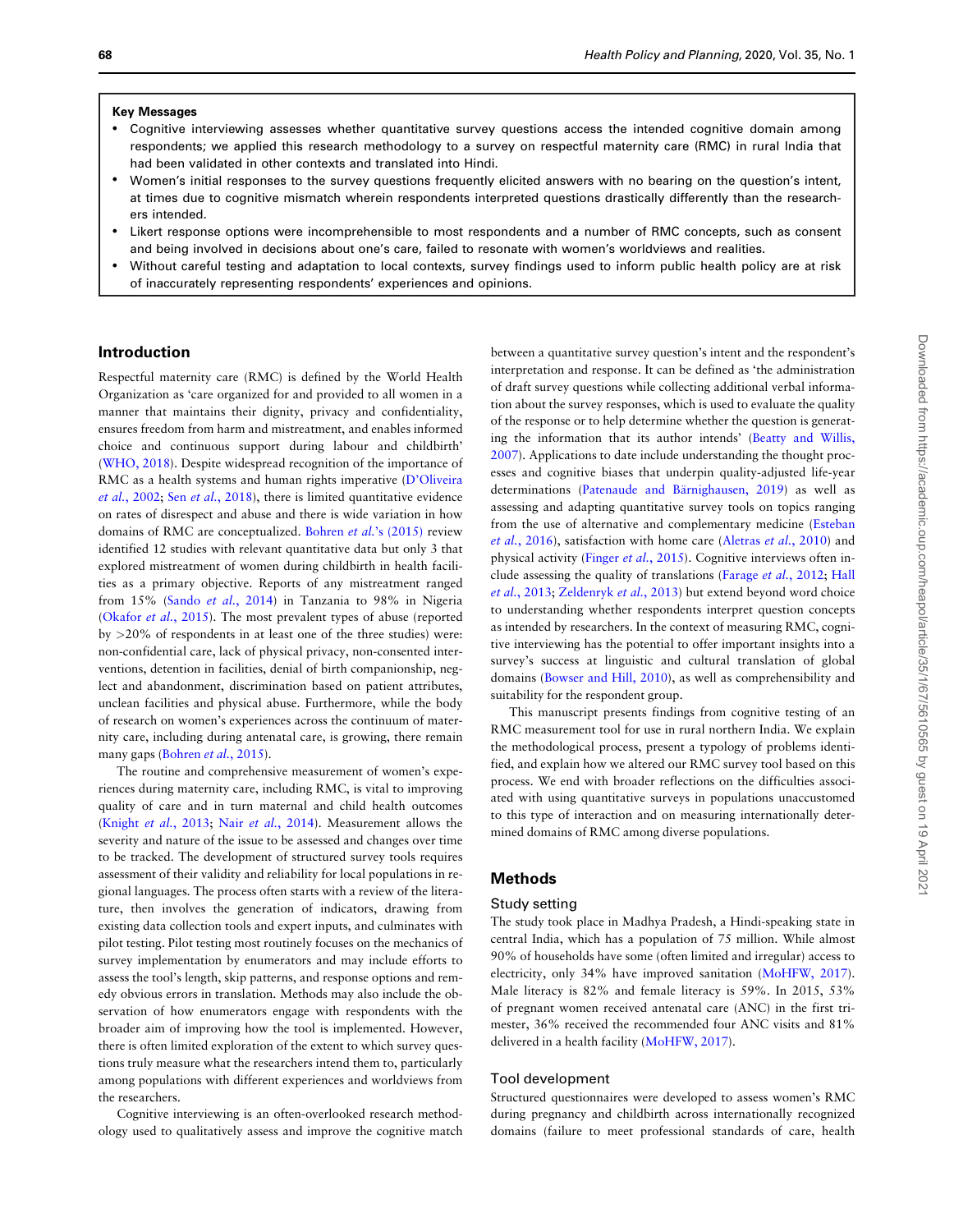**Key Messages**

- Cognitive interviewing assesses whether quantitative survey questions access the intended cognitive domain among respondents; we applied this research methodology to a survey on respectful maternity care (RMC) in rural India that had been validated in other contexts and translated into Hindi.
- Women's initial responses to the survey questions frequently elicited answers with no bearing on the question's intent, at times due to cognitive mismatch wherein respondents interpreted questions drastically differently than the researchers intended.
- Likert response options were incomprehensible to most respondents and a number of RMC concepts, such as consent and being involved in decisions about one's care, failed to resonate with women's worldviews and realities.
- Without careful testing and adaptation to local contexts, survey findings used to inform public health policy are at risk of inaccurately representing respondents' experiences and opinions.

## Introduction

Respectful maternity care (RMC) is defined by the World Health Organization as 'care organized for and provided to all women in a manner that maintains their dignity, privacy and confidentiality, ensures freedom from harm and mistreatment, and enables informed choice and continuous support during labour and childbirth' (WHO, 2018). Despite widespread recognition of the importance of RMC as a health systems and human rights imperative (D'Oliveira *et al.*, 2002; Sen *et al.*, 2018), there is limited quantitative evidence on rates of disrespect and abuse and there is wide variation in how domains of RMC are conceptualized. Bohren *et al.*'s (2015) review identified 12 studies with relevant quantitative data but only 3 that explored mistreatment of women during childbirth in health facilities as a primary objective. Reports of any mistreatment ranged from 15% (Sando *et al.*, 2014) in Tanzania to 98% in Nigeria (Okafor *et al.*, 2015). The most prevalent types of abuse (reported by >20% of respondents in at least one of the three studies) were: non-confidential care, lack of physical privacy, non-consented interventions, detention in facilities, denial of birth companionship, neglect and abandonment, discrimination based on patient attributes, unclean facilities and physical abuse. Furthermore, while the body of research on women's experiences across the continuum of maternity care, including during antenatal care, is growing, there remain many gaps (Bohren *et al.*, 2015).

The routine and comprehensive measurement of women's experiences during maternity care, including RMC, is vital to improving quality of care and in turn maternal and child health outcomes (Knight *et al.*, 2013; Nair *et al.*, 2014). Measurement allows the severity and nature of the issue to be assessed and changes over time to be tracked. The development of structured survey tools requires assessment of their validity and reliability for local populations in regional languages. The process often starts with a review of the literature, then involves the generation of indicators, drawing from existing data collection tools and expert inputs, and culminates with pilot testing. Pilot testing most routinely focuses on the mechanics of survey implementation by enumerators and may include efforts to assess the tool's length, skip patterns, and response options and remedy obvious errors in translation. Methods may also include the observation of how enumerators engage with respondents with the broader aim of improving how the tool is implemented. However, there is often limited exploration of the extent to which survey questions truly measure what the researchers intend them to, particularly among populations with different experiences and worldviews from the researchers.

Cognitive interviewing is an often-overlooked research methodology used to qualitatively assess and improve the cognitive match between a quantitative survey question's intent and the respondent's interpretation and response. It can be defined as 'the administration of draft survey questions while collecting additional verbal information about the survey responses, which is used to evaluate the quality of the response or to help determine whether the question is generating the information that its author intends' (Beatty and Willis, 2007). Applications to date include understanding the thought processes and cognitive biases that underpin quality-adjusted life-year determinations (Patenaude and Bärnighausen, 2019) as well as assessing and adapting quantitative survey tools on topics ranging from the use of alternative and complementary medicine (Esteban *et al.*, 2016), satisfaction with home care (Aletras *et al.*, 2010) and physical activity (Finger *et al.*, 2015). Cognitive interviews often include assessing the quality of translations (Farage *et al.*, 2012; Hall *et al.*, 2013; Zeldenryk *et al.*, 2013) but extend beyond word choice to understanding whether respondents interpret question concepts as intended by researchers. In the context of measuring RMC, cognitive interviewing has the potential to offer important insights into a survey's success at linguistic and cultural translation of global domains (Bowser and Hill, 2010), as well as comprehensibility and suitability for the respondent group.

This manuscript presents findings from cognitive testing of an RMC measurement tool for use in rural northern India. We explain the methodological process, present a typology of problems identified, and explain how we altered our RMC survey tool based on this process. We end with broader reflections on the difficulties associated with using quantitative surveys in populations unaccustomed to this type of interaction and on measuring internationally determined domains of RMC among diverse populations.

## Methods

### Study setting

The study took place in Madhya Pradesh, a Hindi-speaking state in central India, which has a population of 75 million. While almost 90% of households have some (often limited and irregular) access to electricity, only 34% have improved sanitation (MoHFW, 2017). Male literacy is 82% and female literacy is 59%. In 2015, 53% of pregnant women received antenatal care (ANC) in the first trimester, 36% received the recommended four ANC visits and 81% delivered in a health facility (MoHFW, 2017).

### Tool development

Structured questionnaires were developed to assess women's RMC during pregnancy and childbirth across internationally recognized domains (failure to meet professional standards of care, health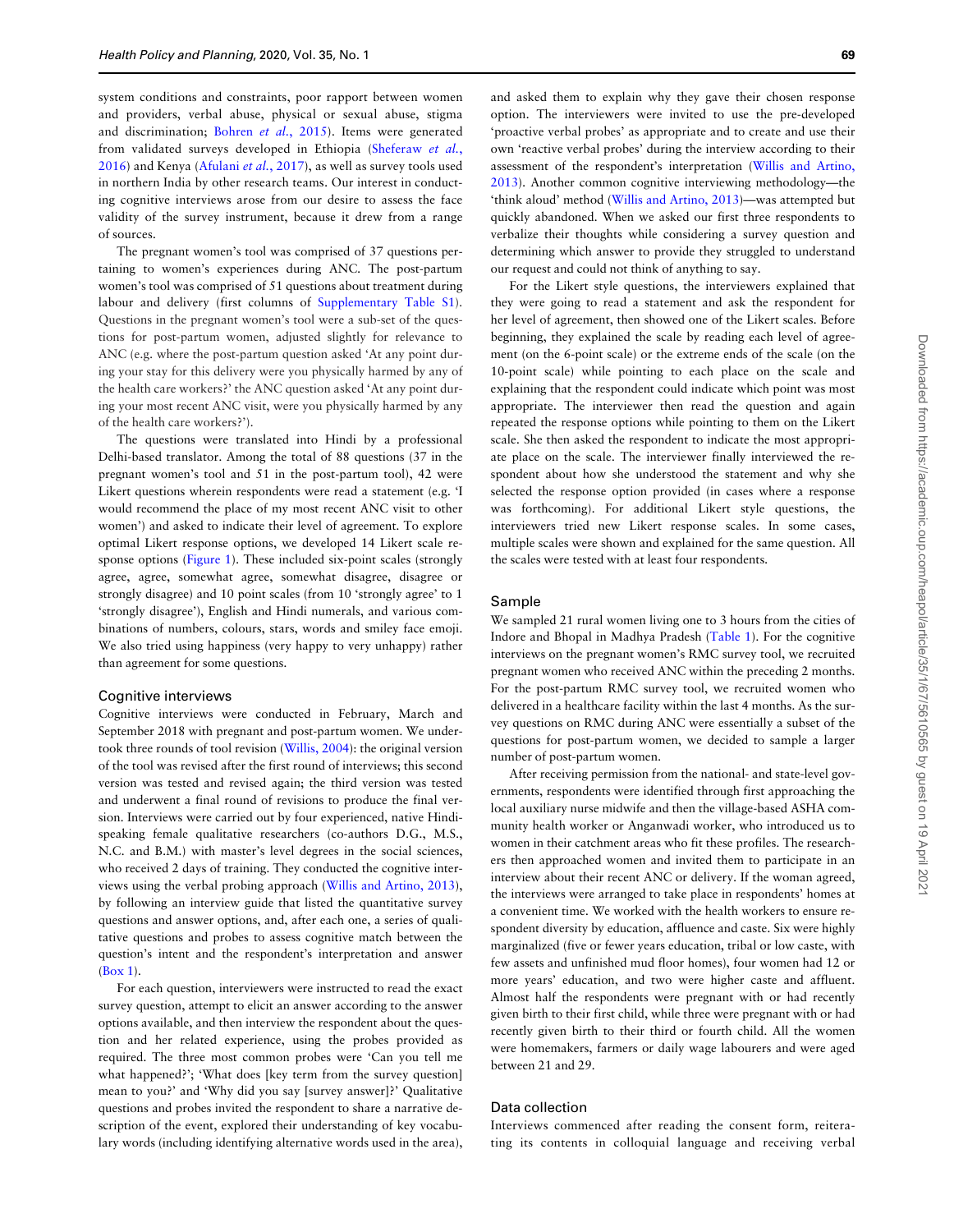system conditions and constraints, poor rapport between women and providers, verbal abuse, physical or sexual abuse, stigma and discrimination; Bohren *et al.*, 2015). Items were generated from validated surveys developed in Ethiopia (Sheferaw *et al.*, 2016) and Kenya (Afulani *et al.*, 2017), as well as survey tools used in northern India by other research teams. Our interest in conducting cognitive interviews arose from our desire to assess the face validity of the survey instrument, because it drew from a range of sources.

The pregnant women's tool was comprised of 37 questions pertaining to women's experiences during ANC. The post-partum women's tool was comprised of 51 questions about treatment during labour and delivery (first columns of Supplementary Table S1). Questions in the pregnant women's tool were a sub-set of the questions for post-partum women, adjusted slightly for relevance to ANC (e.g. where the post-partum question asked 'At any point during your stay for this delivery were you physically harmed by any of the health care workers?' the ANC question asked 'At any point during your most recent ANC visit, were you physically harmed by any of the health care workers?').

The questions were translated into Hindi by a professional Delhi-based translator. Among the total of 88 questions (37 in the pregnant women's tool and 51 in the post-partum tool), 42 were Likert questions wherein respondents were read a statement (e.g. 'I would recommend the place of my most recent ANC visit to other women') and asked to indicate their level of agreement. To explore optimal Likert response options, we developed 14 Likert scale response options (Figure 1). These included six-point scales (strongly agree, agree, somewhat agree, somewhat disagree, disagree or strongly disagree) and 10 point scales (from 10 'strongly agree' to 1 'strongly disagree'), English and Hindi numerals, and various combinations of numbers, colours, stars, words and smiley face emoji. We also tried using happiness (very happy to very unhappy) rather than agreement for some questions.

## Cognitive interviews

Cognitive interviews were conducted in February, March and September 2018 with pregnant and post-partum women. We undertook three rounds of tool revision (Willis, 2004): the original version of the tool was revised after the first round of interviews; this second version was tested and revised again; the third version was tested and underwent a final round of revisions to produce the final version. Interviews were carried out by four experienced, native Hindi-speaking female qualitative researchers (co-authors D.G., M.S., N.C. and B.M.) with master's level degrees in the social sciences, who received 2 days of training. They conducted the cognitive interviews using the verbal probing approach (Willis and Artino, 2013), by following an interview guide that listed the quantitative survey questions and answer options, and, after each one, a series of qualitative questions and probes to assess cognitive match between the question's intent and the respondent's interpretation and answer (Box 1).

For each question, interviewers were instructed to read the exact survey question, attempt to elicit an answer according to the answer options available, and then interview the respondent about the question and her related experience, using the probes provided as required. The three most common probes were 'Can you tell me what happened?'; 'What does [key term from the survey question] mean to you?' and 'Why did you say [survey answer]?' Qualitative questions and probes invited the respondent to share a narrative description of the event, explored their understanding of key vocabulary words (including identifying alternative words used in the area), and asked them to explain why they gave their chosen response option. The interviewers were invited to use the pre-developed 'proactive verbal probes' as appropriate and to create and use their own 'reactive verbal probes' during the interview according to their assessment of the respondent's interpretation (Willis and Artino, 2013). Another common cognitive interviewing methodology—the 'think aloud' method (Willis and Artino, 2013)—was attempted but quickly abandoned. When we asked our first three respondents to verbalize their thoughts while considering a survey question and determining which answer to provide they struggled to understand our request and could not think of anything to say.

For the Likert style questions, the interviewers explained that they were going to read a statement and ask the respondent for her level of agreement, then showed one of the Likert scales. Before beginning, they explained the scale by reading each level of agreement (on the 6-point scale) or the extreme ends of the scale (on the 10-point scale) while pointing to each place on the scale and explaining that the respondent could indicate which point was most appropriate. The interviewer then read the question and again repeated the response options while pointing to them on the Likert scale. She then asked the respondent to indicate the most appropriate place on the scale. The interviewer finally interviewed the respondent about how she understood the statement and why she selected the response option provided (in cases where a response was forthcoming). For additional Likert style questions, the interviewers tried new Likert response scales. In some cases, multiple scales were shown and explained for the same question. All the scales were tested with at least four respondents.

## Sample

We sampled 21 rural women living one to 3 hours from the cities of Indore and Bhopal in Madhya Pradesh (Table 1). For the cognitive interviews on the pregnant women's RMC survey tool, we recruited pregnant women who received ANC within the preceding 2 months. For the post-partum RMC survey tool, we recruited women who delivered in a healthcare facility within the last 4 months. As the survey questions on RMC during ANC were essentially a subset of the questions for post-partum women, we decided to sample a larger number of post-partum women.

After receiving permission from the national- and state-level governments, respondents were identified through first approaching the local auxiliary nurse midwife and then the village-based ASHA community health worker or Anganwadi worker, who introduced us to women in their catchment areas who fit these profiles. The researchers then approached women and invited them to participate in an interview about their recent ANC or delivery. If the woman agreed, the interviews were arranged to take place in respondents' homes at a convenient time. We worked with the health workers to ensure respondent diversity by education, affluence and caste. Six were highly marginalized (five or fewer years education, tribal or low caste, with few assets and unfinished mud floor homes), four women had 12 or more years' education, and two were higher caste and affluent. Almost half the respondents were pregnant with or had recently given birth to their first child, while three were pregnant with or had recently given birth to their third or fourth child. All the women were homemakers, farmers or daily wage labourers and were aged between 21 and 29.

## Data collection

Interviews commenced after reading the consent form, reiterating its contents in colloquial language and receiving verbal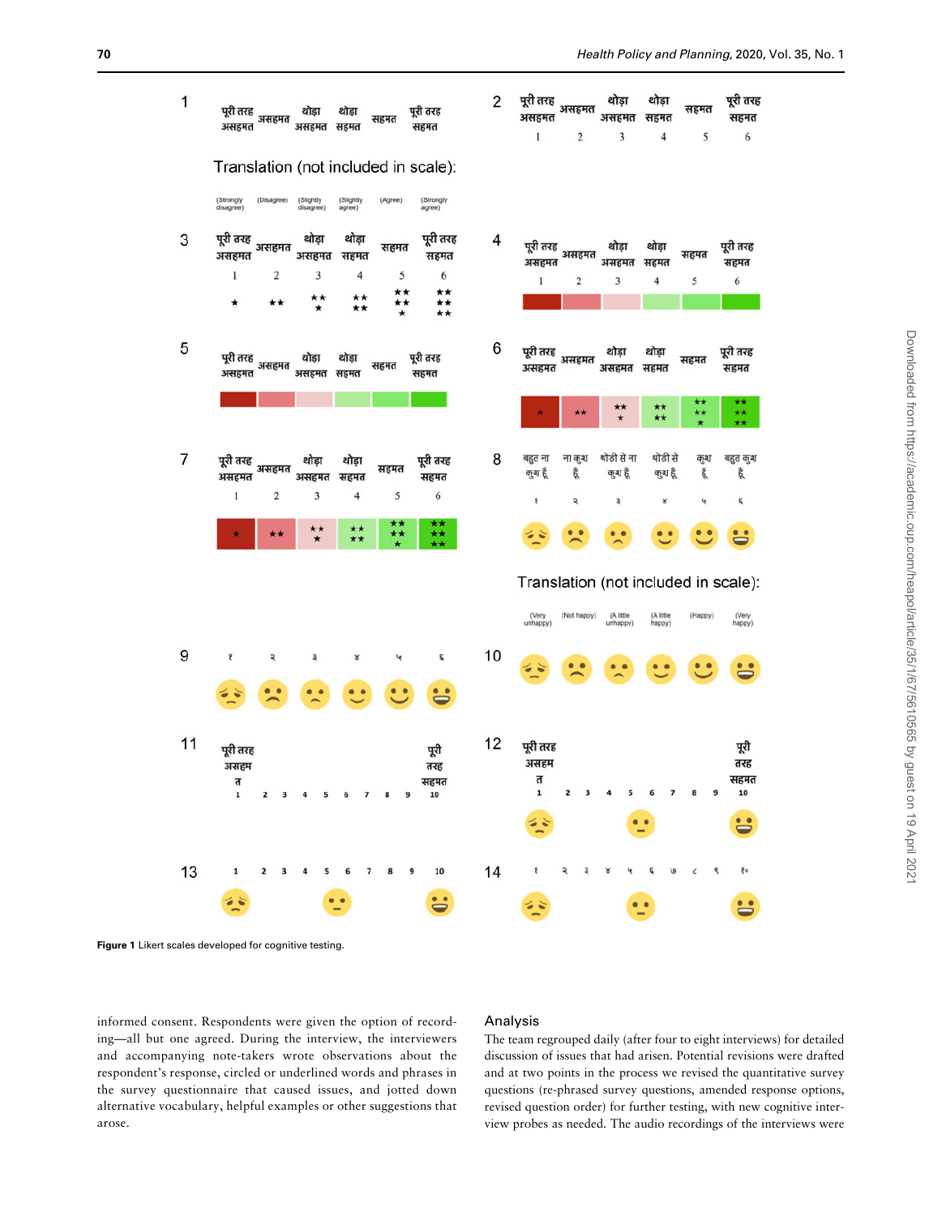Figure 1 Likert scales developed for cognitive testing.

informed consent. Respondents were given the option of recording—all but one agreed. During the interview, the interviewers and accompanying note-takers wrote observations about the respondent's response, circled or underlined words and phrases in the survey questionnaire that caused issues, and jotted down alternative vocabulary, helpful examples or other suggestions that arose.

## Analysis

The team regrouped daily (after four to eight interviews) for detailed discussion of issues that had arisen. Potential revisions were drafted and at two points in the process we revised the quantitative survey questions (re-phrased survey questions, amended response options, revised question order) for further testing, with new cognitive interview probes as needed. The audio recordings of the interviews were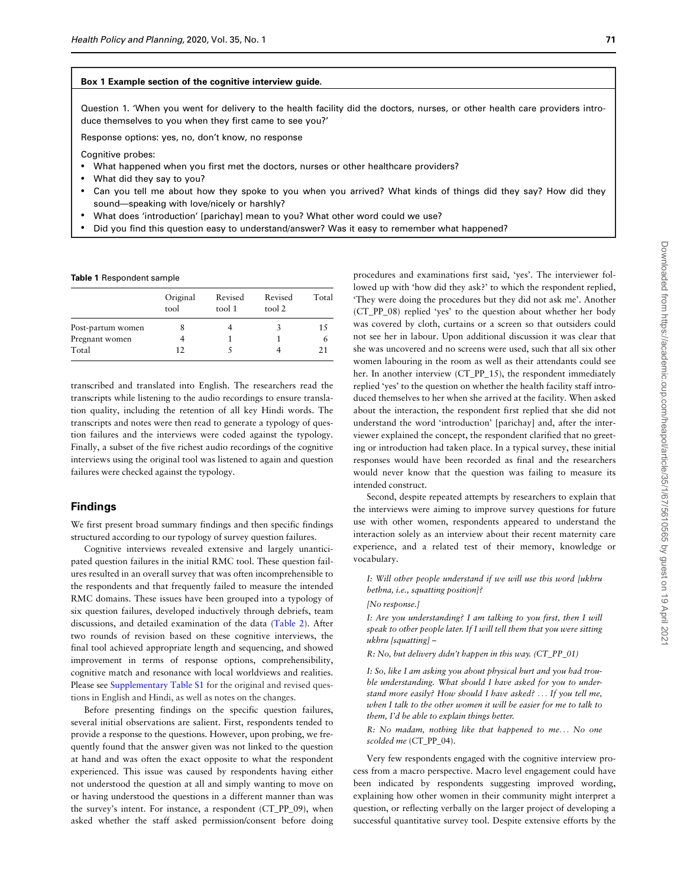**Box 1 Example section of the cognitive interview guide.**

Question 1. 'When you went for delivery to the health facility did the doctors, nurses, or other health care providers introduce themselves to you when they first came to see you?'

Response options: yes, no, don't know, no response

Cognitive probes:

- What happened when you first met the doctors, nurses or other healthcare providers?
- What did they say to you?
- Can you tell me about how they spoke to you when you arrived? What kinds of things did they say? How did they sound—speaking with love/nicely or harshly?
- What does 'introduction' [parichay] mean to you? What other word could we use?
- Did you find this question easy to understand/answer? Was it easy to remember what happened?

**Table 1** Respondent sample

| | Original tool | Revised tool 1 | Revised tool 2 | Total |
|---|---|---|---|---|
| Post-partum women | 8 | 4 | 3 | 15 |
| Pregnant women | 4 | 1 | 1 | 6 |
| Total | 12 | 5 | 4 | 21 |

transcribed and translated into English. The researchers read the transcripts while listening to the audio recordings to ensure translation quality, including the retention of all key Hindi words. The transcripts and notes were then read to generate a typology of question failures and the interviews were coded against the typology. Finally, a subset of the five richest audio recordings of the cognitive interviews using the original tool was listened to again and question failures were checked against the typology.

## Findings

We first present broad summary findings and then specific findings structured according to our typology of survey question failures.

Cognitive interviews revealed extensive and largely unanticipated question failures in the initial RMC tool. These question failures resulted in an overall survey that was often incomprehensible to the respondents and that frequently failed to measure the intended RMC domains. These issues have been grouped into a typology of six question failures, developed inductively through debriefs, team discussions, and detailed examination of the data (Table 2). After two rounds of revision based on these cognitive interviews, the final tool achieved appropriate length and sequencing, and showed improvement in terms of response options, comprehensibility, cognitive match and resonance with local worldviews and realities. Please see Supplementary Table S1 for the original and revised questions in English and Hindi, as well as notes on the changes.

Before presenting findings on the specific question failures, several initial observations are salient. First, respondents tended to provide a response to the questions. However, upon probing, we frequently found that the answer given was not linked to the question at hand and was often the exact opposite to what the respondent experienced. This issue was caused by respondents having either not understood the question at all and simply wanting to move on or having understood the questions in a different manner than was the survey's intent. For instance, a respondent (CT_PP_09), when asked whether the staff asked permission/consent before doing procedures and examinations first said, 'yes'. The interviewer followed up with 'how did they ask?' to which the respondent replied, 'They were doing the procedures but they did not ask me'. Another (CT_PP_08) replied 'yes' to the question about whether her body was covered by cloth, curtains or a screen so that outsiders could not see her in labour. Upon additional discussion it was clear that she was uncovered and no screens were used, such that all six other women labouring in the room as well as their attendants could see her. In another interview (CT_PP_15), the respondent immediately replied 'yes' to the question on whether the health facility staff introduced themselves to her when she arrived at the facility. When asked about the interaction, the respondent first replied that she did not understand the word 'introduction' [parichay] and, after the interviewer explained the concept, the respondent clarified that no greeting or introduction had taken place. In a typical survey, these initial responses would have been recorded as final and the researchers would never know that the question was failing to measure its intended construct.

Second, despite repeated attempts by researchers to explain that the interviews were aiming to improve survey questions for future use with other women, respondents appeared to understand the interaction solely as an interview about their recent maternity care experience, and a related test of their memory, knowledge or vocabulary.

> *I: Will other people understand if we will use this word [ukhru bethna, i.e., squatting position]?*
>
> *[No response.]*
>
> *I: Are you understanding? I am talking to you first, then I will speak to other people later. If I will tell them that you were sitting ukhru [squatting] –*
>
> *R: No, but delivery didn't happen in this way.* (CT_PP_01)
>
> *I: So, like I am asking you about physical hurt and you had trouble understanding. What should I have asked for you to understand more easily? How should I have asked? … If you tell me, when I talk to the other women it will be easier for me to talk to them, I'd be able to explain things better.*
>
> *R: No madam, nothing like that happened to me… No one scolded me* (CT_PP_04).

Very few respondents engaged with the cognitive interview process from a macro perspective. Macro level engagement could have been indicated by respondents suggesting improved wording, explaining how other women in their community might interpret a question, or reflecting verbally on the larger project of developing a successful quantitative survey tool. Despite extensive efforts by the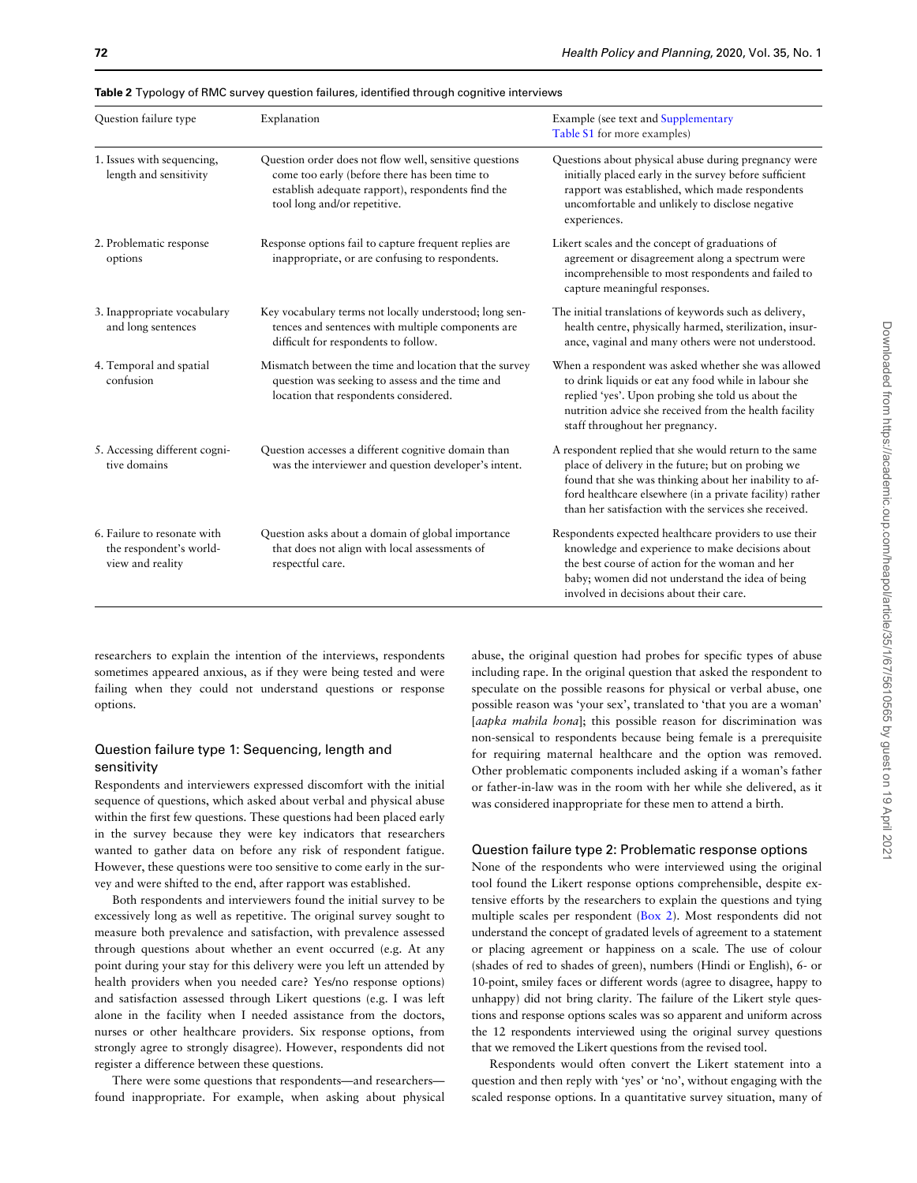**Table 2** Typology of RMC survey question failures, identified through cognitive interviews

| Question failure type | Explanation | Example (see text and Supplementary Table S1 for more examples) |
| --- | --- | --- |
| 1. Issues with sequencing, length and sensitivity | Question order does not flow well, sensitive questions come too early (before there has been time to establish adequate rapport), respondents find the tool long and/or repetitive. | Questions about physical abuse during pregnancy were initially placed early in the survey before sufficient rapport was established, which made respondents uncomfortable and unlikely to disclose negative experiences. |
| 2. Problematic response options | Response options fail to capture frequent replies are inappropriate, or are confusing to respondents. | Likert scales and the concept of graduations of agreement or disagreement along a spectrum were incomprehensible to most respondents and failed to capture meaningful responses. |
| 3. Inappropriate vocabulary and long sentences | Key vocabulary terms not locally understood; long sentences and sentences with multiple components are difficult for respondents to follow. | The initial translations of keywords such as delivery, health centre, physically harmed, sterilization, insurance, vaginal and many others were not understood. |
| 4. Temporal and spatial confusion | Mismatch between the time and location that the survey question was seeking to assess and the time and location that respondents considered. | When a respondent was asked whether she was allowed to drink liquids or eat any food while in labour she replied 'yes'. Upon probing she told us about the nutrition advice she received from the health facility staff throughout her pregnancy. |
| 5. Accessing different cognitive domains | Question accesses a different cognitive domain than was the interviewer and question developer's intent. | A respondent replied that she would return to the same place of delivery in the future; but on probing we found that she was thinking about her inability to afford healthcare elsewhere (in a private facility) rather than her satisfaction with the services she received. |
| 6. Failure to resonate with the respondent's world-view and reality | Question asks about a domain of global importance that does not align with local assessments of respectful care. | Respondents expected healthcare providers to use their knowledge and experience to make decisions about the best course of action for the woman and her baby; women did not understand the idea of being involved in decisions about their care. |

researchers to explain the intention of the interviews, respondents sometimes appeared anxious, as if they were being tested and were failing when they could not understand questions or response options.

### Question failure type 1: Sequencing, length and sensitivity

Respondents and interviewers expressed discomfort with the initial sequence of questions, which asked about verbal and physical abuse within the first few questions. These questions had been placed early in the survey because they were key indicators that researchers wanted to gather data on before any risk of respondent fatigue. However, these questions were too sensitive to come early in the survey and were shifted to the end, after rapport was established.

Both respondents and interviewers found the initial survey to be excessively long as well as repetitive. The original survey sought to measure both prevalence and satisfaction, with prevalence assessed through questions about whether an event occurred (e.g. At any point during your stay for this delivery were you left un attended by health providers when you needed care? Yes/no response options) and satisfaction assessed through Likert questions (e.g. I was left alone in the facility when I needed assistance from the doctors, nurses or other healthcare providers. Six response options, from strongly agree to strongly disagree). However, respondents did not register a difference between these questions.

There were some questions that respondents—and researchers—found inappropriate. For example, when asking about physical abuse, the original question had probes for specific types of abuse including rape. In the original question that asked the respondent to speculate on the possible reasons for physical or verbal abuse, one possible reason was 'your sex', translated to 'that you are a woman' [*aapka mahila hona*]; this possible reason for discrimination was non-sensical to respondents because being female is a prerequisite for requiring maternal healthcare and the option was removed. Other problematic components included asking if a woman's father or father-in-law was in the room with her while she delivered, as it was considered inappropriate for these men to attend a birth.

### Question failure type 2: Problematic response options

None of the respondents who were interviewed using the original tool found the Likert response options comprehensible, despite extensive efforts by the researchers to explain the questions and tying multiple scales per respondent (Box 2). Most respondents did not understand the concept of gradated levels of agreement to a statement or placing agreement or happiness on a scale. The use of colour (shades of red to shades of green), numbers (Hindi or English), 6- or 10-point, smiley faces or different words (agree to disagree, happy to unhappy) did not bring clarity. The failure of the Likert style questions and response options scales was so apparent and uniform across the 12 respondents interviewed using the original survey questions that we removed the Likert questions from the revised tool.

Respondents would often convert the Likert statement into a question and then reply with 'yes' or 'no', without engaging with the scaled response options. In a quantitative survey situation, many of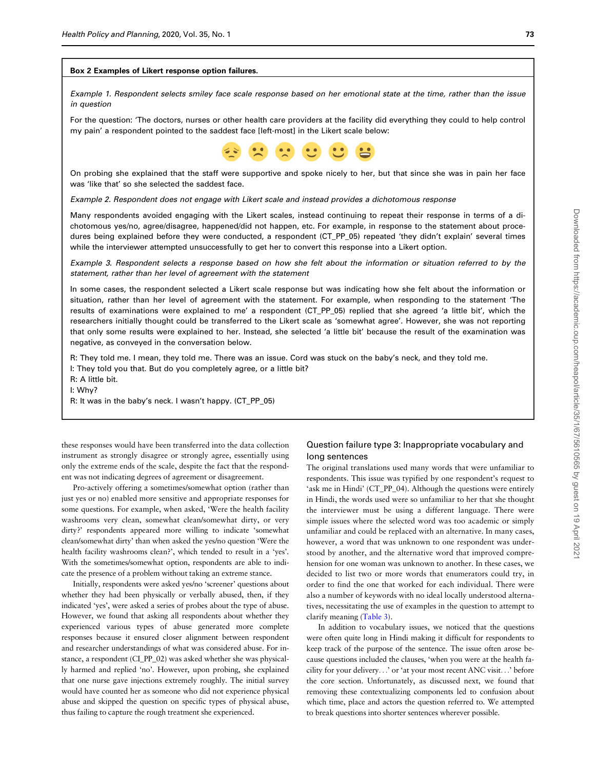**Box 2 Examples of Likert response option failures.**

*Example 1. Respondent selects smiley face scale response based on her emotional state at the time, rather than the issue in question*

For the question: 'The doctors, nurses or other health care providers at the facility did everything they could to help control my pain' a respondent pointed to the saddest face [left-most] in the Likert scale below:

On probing she explained that the staff were supportive and spoke nicely to her, but that since she was in pain her face was 'like that' so she selected the saddest face.

*Example 2. Respondent does not engage with Likert scale and instead provides a dichotomous response*

Many respondents avoided engaging with the Likert scales, instead continuing to repeat their response in terms of a dichotomous yes/no, agree/disagree, happened/did not happen, etc. For example, in response to the statement about procedures being explained before they were conducted, a respondent (CT_PP_05) repeated 'they didn't explain' several times while the interviewer attempted unsuccessfully to get her to convert this response into a Likert option.

*Example 3. Respondent selects a response based on how she felt about the information or situation referred to by the statement, rather than her level of agreement with the statement*

In some cases, the respondent selected a Likert scale response but was indicating how she felt about the information or situation, rather than her level of agreement with the statement. For example, when responding to the statement 'The results of examinations were explained to me' a respondent (CT_PP_05) replied that she agreed 'a little bit', which the researchers initially thought could be transferred to the Likert scale as 'somewhat agree'. However, she was not reporting that only some results were explained to her. Instead, she selected 'a little bit' because the result of the examination was negative, as conveyed in the conversation below.

R: They told me. I mean, they told me. There was an issue. Cord was stuck on the baby's neck, and they told me.
I: They told you that. But do you completely agree, or a little bit?
R: A little bit.
I: Why?
R: It was in the baby's neck. I wasn't happy. (CT_PP_05)

these responses would have been transferred into the data collection instrument as strongly disagree or strongly agree, essentially using only the extreme ends of the scale, despite the fact that the respondent was not indicating degrees of agreement or disagreement.

Pro-actively offering a sometimes/somewhat option (rather than just yes or no) enabled more sensitive and appropriate responses for some questions. For example, when asked, 'Were the health facility washrooms very clean, somewhat clean/somewhat dirty, or very dirty?' respondents appeared more willing to indicate 'somewhat clean/somewhat dirty' than when asked the yes/no question 'Were the health facility washrooms clean?', which tended to result in a 'yes'. With the sometimes/somewhat option, respondents are able to indicate the presence of a problem without taking an extreme stance.

Initially, respondents were asked yes/no 'screener' questions about whether they had been physically or verbally abused, then, if they indicated 'yes', were asked a series of probes about the type of abuse. However, we found that asking all respondents about whether they experienced various types of abuse generated more complete responses because it ensured closer alignment between respondent and researcher understandings of what was considered abuse. For instance, a respondent (CI_PP_02) was asked whether she was physically harmed and replied 'no'. However, upon probing, she explained that one nurse gave injections extremely roughly. The initial survey would have counted her as someone who did not experience physical abuse and skipped the question on specific types of physical abuse, thus failing to capture the rough treatment she experienced.

## Question failure type 3: Inappropriate vocabulary and long sentences

The original translations used many words that were unfamiliar to respondents. This issue was typified by one respondent's request to 'ask me in Hindi' (CT_PP_04). Although the questions were entirely in Hindi, the words used were so unfamiliar to her that she thought the interviewer must be using a different language. There were simple issues where the selected word was too academic or simply unfamiliar and could be replaced with an alternative. In many cases, however, a word that was unknown to one respondent was understood by another, and the alternative word that improved comprehension for one woman was unknown to another. In these cases, we decided to list two or more words that enumerators could try, in order to find the one that worked for each individual. There were also a number of keywords with no ideal locally understood alternatives, necessitating the use of examples in the question to attempt to clarify meaning (Table 3).

In addition to vocabulary issues, we noticed that the questions were often quite long in Hindi making it difficult for respondents to keep track of the purpose of the sentence. The issue often arose because questions included the clauses, 'when you were at the health facility for your delivery…' or 'at your most recent ANC visit…' before the core section. Unfortunately, as discussed next, we found that removing these contextualizing components led to confusion about which time, place and actors the question referred to. We attempted to break questions into shorter sentences wherever possible.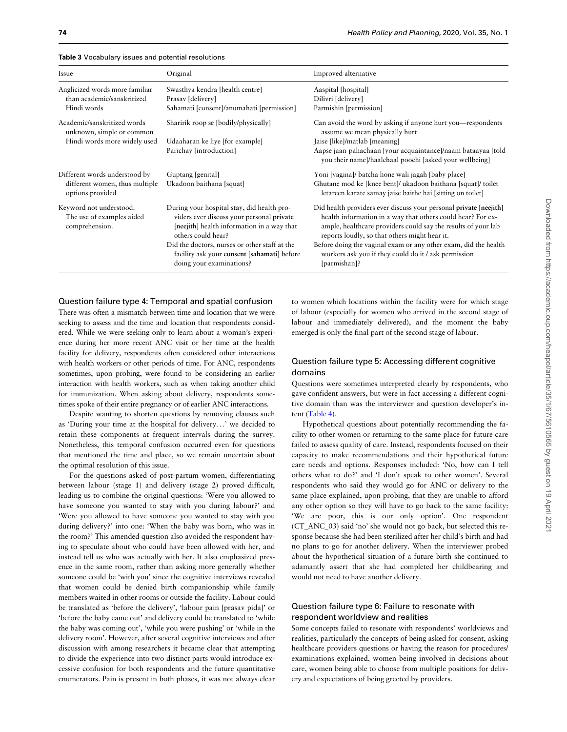**Table 3** Vocabulary issues and potential resolutions

| Issue | Original | Improved alternative |
| --- | --- | --- |
| Anglicized words more familiar than academic/sanskritized Hindi words | Swasthya kendra [health centre]<br>Prasav [delivery]<br>Sahamati [consent]/anumahati [permission] | Aaspital [hospital]<br>Dilivri [delivery]<br>Parmishin [permission] |
| Academic/sanskritized words unknown, simple or common Hindi words more widely used | Sharirik roop se [bodily/physically]<br><br>Udaaharan ke liye [for example]<br>Parichay [introduction] | Can avoid the word by asking if anyone hurt you—respondents assume we mean physically hurt<br>Jaise [like]/matlab [meaning]<br>Aapse jaan-pahachaan [your acquaintance]/naam bataayaa [told you their name]/haalchaal poochi [asked your wellbeing] |
| Different words understood by different women, thus multiple options provided | Guptang [genital]<br>Ukadoon baithana [squat] | Yoni [vagina]/ batcha hone wali jagah [baby place]<br>Ghutane mod ke [knee bent]/ ukadoon baithana [squat]/ toilet letareen karate samay jaise baithe hai [sitting on toilet] |
| Keyword not understood. The use of examples aided comprehension. | During your hospital stay, did health providers ever discuss your personal **private** [**neejith**] health information in a way that others could hear?<br>Did the doctors, nurses or other staff at the facility ask your **consent** [**sahamati**] before doing your examinations? | Did health providers ever discuss your personal **private** [**neejith**] health information in a way that others could hear? For example, healthcare providers could say the results of your lab reports loudly, so that others might hear it.<br>Before doing the vaginal exam or any other exam, did the health workers ask you if they could do it / ask permission [parmishan]? |

### Question failure type 4: Temporal and spatial confusion

There was often a mismatch between time and location that we were seeking to assess and the time and location that respondents considered. While we were seeking only to learn about a woman's experience during her more recent ANC visit or her time at the health facility for delivery, respondents often considered other interactions with health workers or other periods of time. For ANC, respondents sometimes, upon probing, were found to be considering an earlier interaction with health workers, such as when taking another child for immunization. When asking about delivery, respondents sometimes spoke of their entire pregnancy or of earlier ANC interactions.

Despite wanting to shorten questions by removing clauses such as 'During your time at the hospital for delivery…' we decided to retain these components at frequent intervals during the survey. Nonetheless, this temporal confusion occurred even for questions that mentioned the time and place, so we remain uncertain about the optimal resolution of this issue.

For the questions asked of post-partum women, differentiating between labour (stage 1) and delivery (stage 2) proved difficult, leading us to combine the original questions: 'Were you allowed to have someone you wanted to stay with you during labour?' and 'Were you allowed to have someone you wanted to stay with you during delivery?' into one: 'When the baby was born, who was in the room?' This amended question also avoided the respondent having to speculate about who could have been allowed with her, and instead tell us who was actually with her. It also emphasized presence in the same room, rather than asking more generally whether someone could be 'with you' since the cognitive interviews revealed that women could be denied birth companionship while family members waited in other rooms or outside the facility. Labour could be translated as 'before the delivery', 'labour pain [prasav pida]' or 'before the baby came out' and delivery could be translated to 'while the baby was coming out', 'while you were pushing' or 'while in the delivery room'. However, after several cognitive interviews and after discussion with among researchers it became clear that attempting to divide the experience into two distinct parts would introduce excessive confusion for both respondents and the future quantitative enumerators. Pain is present in both phases, it was not always clear to women which locations within the facility were for which stage of labour (especially for women who arrived in the second stage of labour and immediately delivered), and the moment the baby emerged is only the final part of the second stage of labour.

### Question failure type 5: Accessing different cognitive domains

Questions were sometimes interpreted clearly by respondents, who gave confident answers, but were in fact accessing a different cognitive domain than was the interviewer and question developer's intent (Table 4).

Hypothetical questions about potentially recommending the facility to other women or returning to the same place for future care failed to assess quality of care. Instead, respondents focused on their capacity to make recommendations and their hypothetical future care needs and options. Responses included: 'No, how can I tell others what to do?' and 'I don't speak to other women'. Several respondents who said they would go for ANC or delivery to the same place explained, upon probing, that they are unable to afford any other option so they will have to go back to the same facility: 'We are poor, this is our only option'. One respondent (CT_ANC_03) said 'no' she would not go back, but selected this response because she had been sterilized after her child's birth and had no plans to go for another delivery. When the interviewer probed about the hypothetical situation of a future birth she continued to adamantly assert that she had completed her childbearing and would not need to have another delivery.

### Question failure type 6: Failure to resonate with respondent worldview and realities

Some concepts failed to resonate with respondents' worldviews and realities, particularly the concepts of being asked for consent, asking healthcare providers questions or having the reason for procedures/examinations explained, women being involved in decisions about care, women being able to choose from multiple positions for delivery and expectations of being greeted by providers.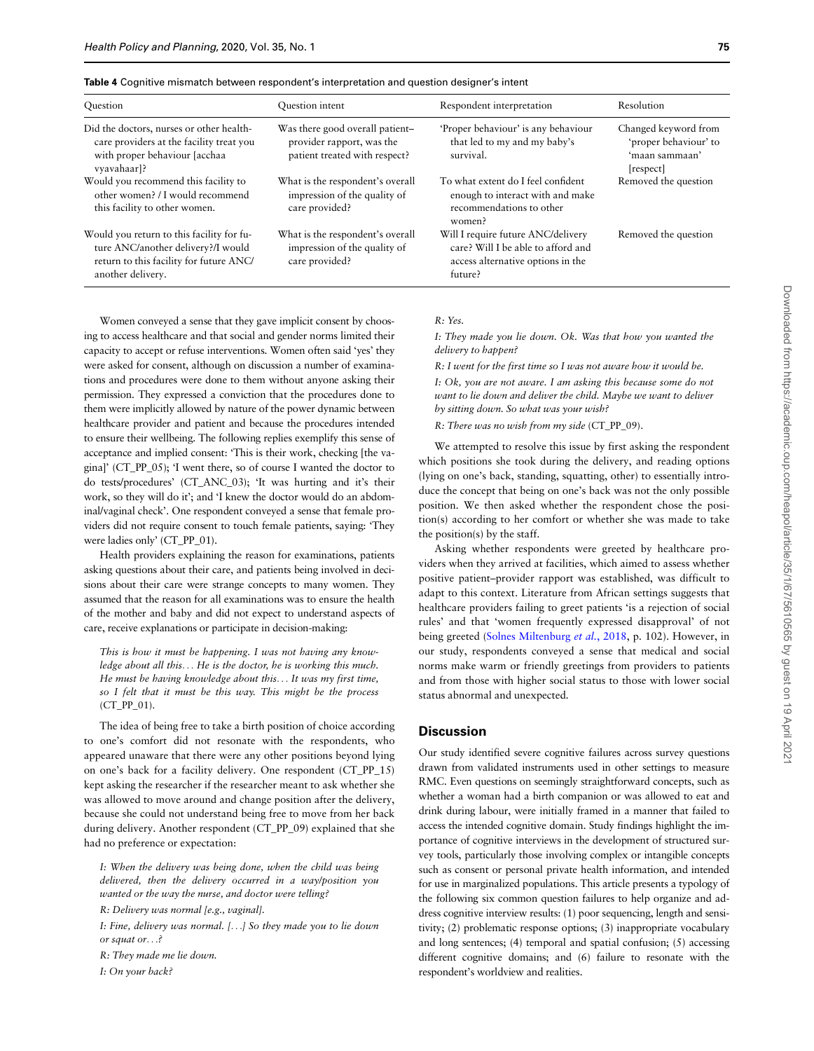**Table 4** Cognitive mismatch between respondent's interpretation and question designer's intent

| Question | Question intent | Respondent interpretation | Resolution |
|---|---|---|---|
| Did the doctors, nurses or other health-care providers at the facility treat you with proper behaviour [acchaa vyavahaar]? | Was there good overall patient–provider rapport, was the patient treated with respect? | 'Proper behaviour' is any behaviour that led to my and my baby's survival. | Changed keyword from 'proper behaviour' to 'maan sammaan' [respect] |
| Would you recommend this facility to other women? / I would recommend this facility to other women. | What is the respondent's overall impression of the quality of care provided? | To what extent do I feel confident enough to interact with and make recommendations to other women? | Removed the question |
| Would you return to this facility for future ANC/another delivery?/I would return to this facility for future ANC/ another delivery. | What is the respondent's overall impression of the quality of care provided? | Will I require future ANC/delivery care? Will I be able to afford and access alternative options in the future? | Removed the question |

Women conveyed a sense that they gave implicit consent by choosing to access healthcare and that social and gender norms limited their capacity to accept or refuse interventions. Women often said 'yes' they were asked for consent, although on discussion a number of examinations and procedures were done to them without anyone asking their permission. They expressed a conviction that the procedures done to them were implicitly allowed by nature of the power dynamic between healthcare provider and patient and because the procedures intended to ensure their wellbeing. The following replies exemplify this sense of acceptance and implied consent: 'This is their work, checking [the vagina]' (CT_PP_05); 'I went there, so of course I wanted the doctor to do tests/procedures' (CT_ANC_03); 'It was hurting and it's their work, so they will do it'; and 'I knew the doctor would do an abdominal/vaginal check'. One respondent conveyed a sense that female providers did not require consent to touch female patients, saying: 'They were ladies only' (CT_PP_01).

Health providers explaining the reason for examinations, patients asking questions about their care, and patients being involved in decisions about their care were strange concepts to many women. They assumed that the reason for all examinations was to ensure the health of the mother and baby and did not expect to understand aspects of care, receive explanations or participate in decision-making:

> *This is how it must be happening. I was not having any knowledge about all this… He is the doctor, he is working this much. He must be having knowledge about this… It was my first time, so I felt that it must be this way. This might be the process* (CT_PP_01).

The idea of being free to take a birth position of choice according to one's comfort did not resonate with the respondents, who appeared unaware that there were any other positions beyond lying on one's back for a facility delivery. One respondent (CT_PP_15) kept asking the researcher if the researcher meant to ask whether she was allowed to move around and change position after the delivery, because she could not understand being free to move from her back during delivery. Another respondent (CT_PP_09) explained that she had no preference or expectation:

> *I: When the delivery was being done, when the child was being delivered, then the delivery occurred in a way/position you wanted or the way the nurse, and doctor were telling?*
>
> *R: Delivery was normal [e.g., vaginal].*
>
> *I: Fine, delivery was normal. […] So they made you to lie down or squat or…?*
>
> *R: They made me lie down.*
>
> *I: On your back?*
>
> *R: Yes.*
>
> *I: They made you lie down. Ok. Was that how you wanted the delivery to happen?*
>
> *R: I went for the first time so I was not aware how it would be.*
>
> *I: Ok, you are not aware. I am asking this because some do not want to lie down and deliver the child. Maybe we want to deliver by sitting down. So what was your wish?*
>
> *R: There was no wish from my side* (CT_PP_09).

We attempted to resolve this issue by first asking the respondent which positions she took during the delivery, and reading options (lying on one's back, standing, squatting, other) to essentially introduce the concept that being on one's back was not the only possible position. We then asked whether the respondent chose the position(s) according to her comfort or whether she was made to take the position(s) by the staff.

Asking whether respondents were greeted by healthcare providers when they arrived at facilities, which aimed to assess whether positive patient–provider rapport was established, was difficult to adapt to this context. Literature from African settings suggests that healthcare providers failing to greet patients 'is a rejection of social rules' and that 'women frequently expressed disapproval' of not being greeted (Solnes Miltenburg *et al.*, 2018, p. 102). However, in our study, respondents conveyed a sense that medical and social norms make warm or friendly greetings from providers to patients and from those with higher social status to those with lower social status abnormal and unexpected.

## Discussion

Our study identified severe cognitive failures across survey questions drawn from validated instruments used in other settings to measure RMC. Even questions on seemingly straightforward concepts, such as whether a woman had a birth companion or was allowed to eat and drink during labour, were initially framed in a manner that failed to access the intended cognitive domain. Study findings highlight the importance of cognitive interviews in the development of structured survey tools, particularly those involving complex or intangible concepts such as consent or personal private health information, and intended for use in marginalized populations. This article presents a typology of the following six common question failures to help organize and address cognitive interview results: (1) poor sequencing, length and sensitivity; (2) problematic response options; (3) inappropriate vocabulary and long sentences; (4) temporal and spatial confusion; (5) accessing different cognitive domains; and (6) failure to resonate with the respondent's worldview and realities.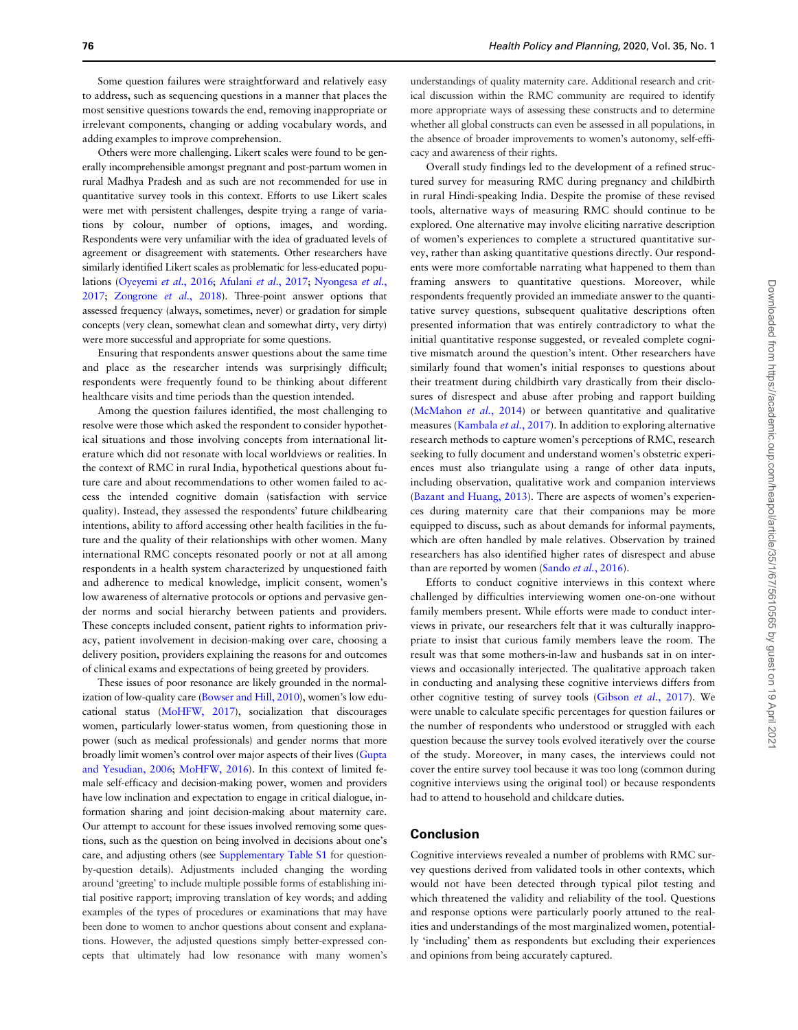Some question failures were straightforward and relatively easy to address, such as sequencing questions in a manner that places the most sensitive questions towards the end, removing inappropriate or irrelevant components, changing or adding vocabulary words, and adding examples to improve comprehension.

Others were more challenging. Likert scales were found to be generally incomprehensible amongst pregnant and post-partum women in rural Madhya Pradesh and as such are not recommended for use in quantitative survey tools in this context. Efforts to use Likert scales were met with persistent challenges, despite trying a range of variations by colour, number of options, images, and wording. Respondents were very unfamiliar with the idea of graduated levels of agreement or disagreement with statements. Other researchers have similarly identified Likert scales as problematic for less-educated populations (Oyeyemi *et al.*, 2016; Afulani *et al.*, 2017; Nyongesa *et al.*, 2017; Zongrone *et al.*, 2018). Three-point answer options that assessed frequency (always, sometimes, never) or gradation for simple concepts (very clean, somewhat clean and somewhat dirty, very dirty) were more successful and appropriate for some questions.

Ensuring that respondents answer questions about the same time and place as the researcher intends was surprisingly difficult; respondents were frequently found to be thinking about different healthcare visits and time periods than the question intended.

Among the question failures identified, the most challenging to resolve were those which asked the respondent to consider hypothetical situations and those involving concepts from international literature which did not resonate with local worldviews or realities. In the context of RMC in rural India, hypothetical questions about future care and about recommendations to other women failed to access the intended cognitive domain (satisfaction with service quality). Instead, they assessed the respondents' future childbearing intentions, ability to afford accessing other health facilities in the future and the quality of their relationships with other women. Many international RMC concepts resonated poorly or not at all among respondents in a health system characterized by unquestioned faith and adherence to medical knowledge, implicit consent, women's low awareness of alternative protocols or options and pervasive gender norms and social hierarchy between patients and providers. These concepts included consent, patient rights to information privacy, patient involvement in decision-making over care, choosing a delivery position, providers explaining the reasons for and outcomes of clinical exams and expectations of being greeted by providers.

These issues of poor resonance are likely grounded in the normalization of low-quality care (Bowser and Hill, 2010), women's low educational status (MoHFW, 2017), socialization that discourages women, particularly lower-status women, from questioning those in power (such as medical professionals) and gender norms that more broadly limit women's control over major aspects of their lives (Gupta and Yesudian, 2006; MoHFW, 2016). In this context of limited female self-efficacy and decision-making power, women and providers have low inclination and expectation to engage in critical dialogue, information sharing and joint decision-making about maternity care. Our attempt to account for these issues involved removing some questions, such as the question on being involved in decisions about one's care, and adjusting others (see Supplementary Table S1 for question-by-question details). Adjustments included changing the wording around 'greeting' to include multiple possible forms of establishing initial positive rapport; improving translation of key words; and adding examples of the types of procedures or examinations that may have been done to women to anchor questions about consent and explanations. However, the adjusted questions simply better-expressed concepts that ultimately had low resonance with many women's understandings of quality maternity care. Additional research and critical discussion within the RMC community are required to identify more appropriate ways of assessing these constructs and to determine whether all global constructs can even be assessed in all populations, in the absence of broader improvements to women's autonomy, self-efficacy and awareness of their rights.

Overall study findings led to the development of a refined structured survey for measuring RMC during pregnancy and childbirth in rural Hindi-speaking India. Despite the promise of these revised tools, alternative ways of measuring RMC should continue to be explored. One alternative may involve eliciting narrative description of women's experiences to complete a structured quantitative survey, rather than asking quantitative questions directly. Our respondents were more comfortable narrating what happened to them than framing answers to quantitative questions. Moreover, while respondents frequently provided an immediate answer to the quantitative survey questions, subsequent qualitative descriptions often presented information that was entirely contradictory to what the initial quantitative response suggested, or revealed complete cognitive mismatch around the question's intent. Other researchers have similarly found that women's initial responses to questions about their treatment during childbirth vary drastically from their disclosures of disrespect and abuse after probing and rapport building (McMahon *et al.*, 2014) or between quantitative and qualitative measures (Kambala *et al.*, 2017). In addition to exploring alternative research methods to capture women's perceptions of RMC, research seeking to fully document and understand women's obstetric experiences must also triangulate using a range of other data inputs, including observation, qualitative work and companion interviews (Bazant and Huang, 2013). There are aspects of women's experiences during maternity care that their companions may be more equipped to discuss, such as about demands for informal payments, which are often handled by male relatives. Observation by trained researchers has also identified higher rates of disrespect and abuse than are reported by women (Sando *et al.*, 2016).

Efforts to conduct cognitive interviews in this context where challenged by difficulties interviewing women one-on-one without family members present. While efforts were made to conduct interviews in private, our researchers felt that it was culturally inappropriate to insist that curious family members leave the room. The result was that some mothers-in-law and husbands sat in on interviews and occasionally interjected. The qualitative approach taken in conducting and analysing these cognitive interviews differs from other cognitive testing of survey tools (Gibson *et al.*, 2017). We were unable to calculate specific percentages for question failures or the number of respondents who understood or struggled with each question because the survey tools evolved iteratively over the course of the study. Moreover, in many cases, the interviews could not cover the entire survey tool because it was too long (common during cognitive interviews using the original tool) or because respondents had to attend to household and childcare duties.

## Conclusion

Cognitive interviews revealed a number of problems with RMC survey questions derived from validated tools in other contexts, which would not have been detected through typical pilot testing and which threatened the validity and reliability of the tool. Questions and response options were particularly poorly attuned to the realities and understandings of the most marginalized women, potentially 'including' them as respondents but excluding their experiences and opinions from being accurately captured.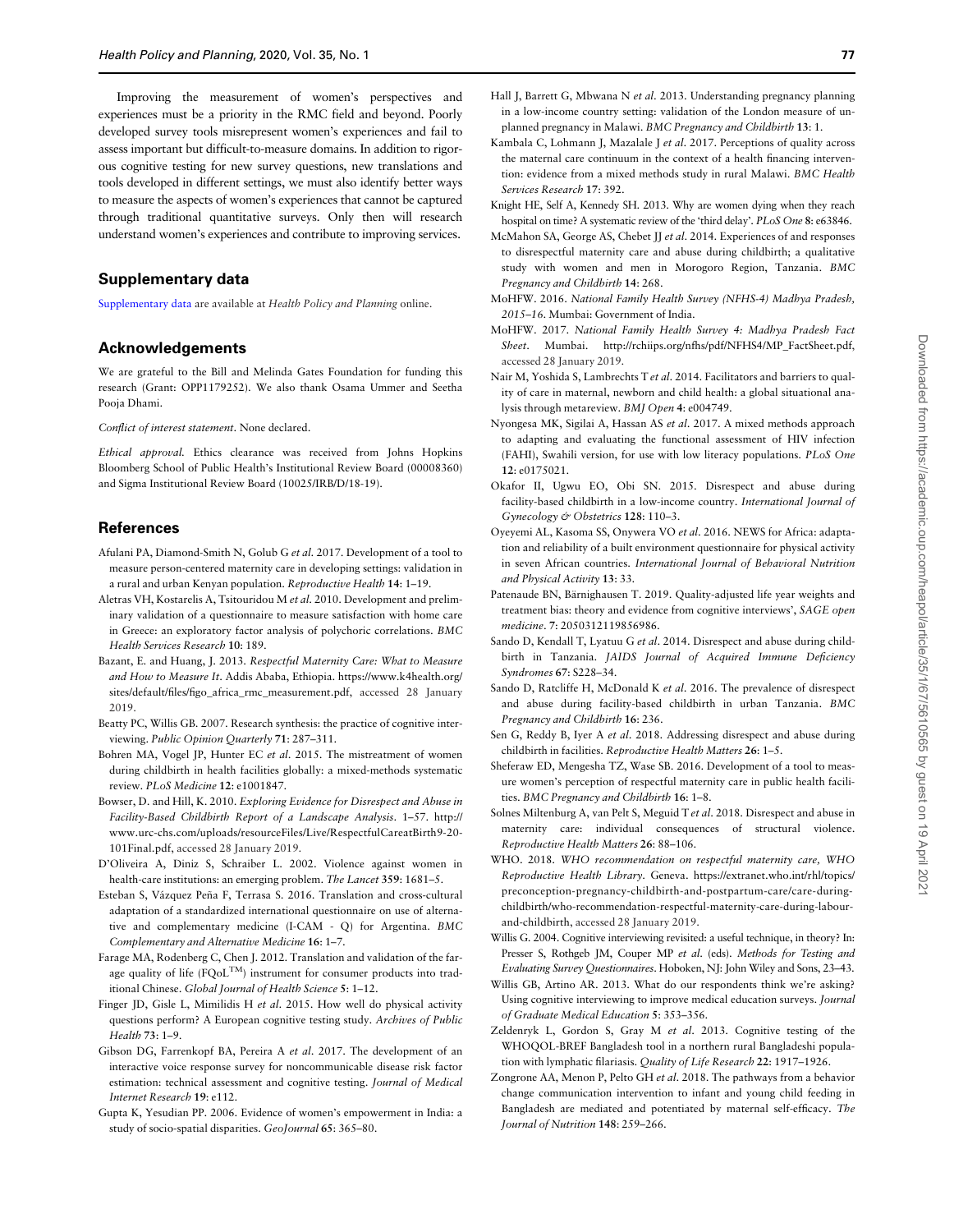Improving the measurement of women's perspectives and experiences must be a priority in the RMC field and beyond. Poorly developed survey tools misrepresent women's experiences and fail to assess important but difficult-to-measure domains. In addition to rigorous cognitive testing for new survey questions, new translations and tools developed in different settings, we must also identify better ways to measure the aspects of women's experiences that cannot be captured through traditional quantitative surveys. Only then will research understand women's experiences and contribute to improving services.

## Supplementary data

Supplementary data are available at *Health Policy and Planning* online.

## Acknowledgements

We are grateful to the Bill and Melinda Gates Foundation for funding this research (Grant: OPP1179252). We also thank Osama Ummer and Seetha Pooja Dhami.

*Conflict of interest statement*. None declared.

*Ethical approval.* Ethics clearance was received from Johns Hopkins Bloomberg School of Public Health's Institutional Review Board (00008360) and Sigma Institutional Review Board (10025/IRB/D/18-19).

## References

Afulani PA, Diamond-Smith N, Golub G *et al*. 2017. Development of a tool to measure person-centered maternity care in developing settings: validation in a rural and urban Kenyan population. *Reproductive Health* **14**: 1–19.

Aletras VH, Kostarelis A, Tsitouridou M *et al*. 2010. Development and preliminary validation of a questionnaire to measure satisfaction with home care in Greece: an exploratory factor analysis of polychoric correlations. *BMC Health Services Research* **10**: 189.

Bazant, E. and Huang, J. 2013. *Respectful Maternity Care: What to Measure and How to Measure It*. Addis Ababa, Ethiopia. https://www.k4health.org/sites/default/files/figo_africa_rmc_measurement.pdf, accessed 28 January 2019.

Beatty PC, Willis GB. 2007. Research synthesis: the practice of cognitive interviewing. *Public Opinion Quarterly* **71**: 287–311.

Bohren MA, Vogel JP, Hunter EC *et al*. 2015. The mistreatment of women during childbirth in health facilities globally: a mixed-methods systematic review. *PLoS Medicine* **12**: e1001847.

Bowser, D. and Hill, K. 2010. *Exploring Evidence for Disrespect and Abuse in Facility-Based Childbirth Report of a Landscape Analysis*. 1–57. http://www.urc-chs.com/uploads/resourceFiles/Live/RespectfulCareatBirth9-20-101Final.pdf, accessed 28 January 2019.

D'Oliveira A, Diniz S, Schraiber L. 2002. Violence against women in health-care institutions: an emerging problem. *The Lancet* **359**: 1681–5.

Esteban S, Vázquez Peña F, Terrasa S. 2016. Translation and cross-cultural adaptation of a standardized international questionnaire on use of alternative and complementary medicine (I-CAM - Q) for Argentina. *BMC Complementary and Alternative Medicine* **16**: 1–7.

Farage MA, Rodenberg C, Chen J. 2012. Translation and validation of the farage quality of life (FQoL$^{TM}$) instrument for consumer products into traditional Chinese. *Global Journal of Health Science* **5**: 1–12.

Finger JD, Gisle L, Mimilidis H *et al*. 2015. How well do physical activity questions perform? A European cognitive testing study. *Archives of Public Health* **73**: 1–9.

Gibson DG, Farrenkopf BA, Pereira A *et al*. 2017. The development of an interactive voice response survey for noncommunicable disease risk factor estimation: technical assessment and cognitive testing. *Journal of Medical Internet Research* **19**: e112.

Gupta K, Yesudian PP. 2006. Evidence of women's empowerment in India: a study of socio-spatial disparities. *GeoJournal* **65**: 365–80.

Hall J, Barrett G, Mbwana N *et al*. 2013. Understanding pregnancy planning in a low-income country setting: validation of the London measure of unplanned pregnancy in Malawi. *BMC Pregnancy and Childbirth* **13**: 1.

Kambala C, Lohmann J, Mazalale J *et al*. 2017. Perceptions of quality across the maternal care continuum in the context of a health financing intervention: evidence from a mixed methods study in rural Malawi. *BMC Health Services Research* **17**: 392.

Knight HE, Self A, Kennedy SH. 2013. Why are women dying when they reach hospital on time? A systematic review of the 'third delay'. *PLoS One* **8**: e63846.

McMahon SA, George AS, Chebet JJ *et al*. 2014. Experiences of and responses to disrespectful maternity care and abuse during childbirth; a qualitative study with women and men in Morogoro Region, Tanzania. *BMC Pregnancy and Childbirth* **14**: 268.

MoHFW. 2016. *National Family Health Survey (NFHS-4) Madhya Pradesh, 2015–16*. Mumbai: Government of India.

MoHFW. 2017. *National Family Health Survey 4: Madhya Pradesh Fact Sheet*. Mumbai. http://rchiips.org/nfhs/pdf/NFHS4/MP_FactSheet.pdf, accessed 28 January 2019.

Nair M, Yoshida S, Lambrechts T *et al*. 2014. Facilitators and barriers to quality of care in maternal, newborn and child health: a global situational analysis through metareview. *BMJ Open* **4**: e004749.

Nyongesa MK, Sigilai A, Hassan AS *et al*. 2017. A mixed methods approach to adapting and evaluating the functional assessment of HIV infection (FAHI), Swahili version, for use with low literacy populations. *PLoS One* **12**: e0175021.

Okafor II, Ugwu EO, Obi SN. 2015. Disrespect and abuse during facility-based childbirth in a low-income country. *International Journal of Gynecology & Obstetrics* **128**: 110–3.

Oyeyemi AL, Kasoma SS, Onywera VO *et al*. 2016. NEWS for Africa: adaptation and reliability of a built environment questionnaire for physical activity in seven African countries. *International Journal of Behavioral Nutrition and Physical Activity* **13**: 33.

Patenaude BN, Bärnighausen T. 2019. Quality-adjusted life year weights and treatment bias: theory and evidence from cognitive interviews', *SAGE open medicine*. **7**: 2050312119856986.

Sando D, Kendall T, Lyatuu G *et al*. 2014. Disrespect and abuse during childbirth in Tanzania. *JAIDS Journal of Acquired Immune Deficiency Syndromes* **67**: S228–34.

Sando D, Ratcliffe H, McDonald K *et al*. 2016. The prevalence of disrespect and abuse during facility-based childbirth in urban Tanzania. *BMC Pregnancy and Childbirth* **16**: 236.

Sen G, Reddy B, Iyer A *et al*. 2018. Addressing disrespect and abuse during childbirth in facilities. *Reproductive Health Matters* **26**: 1–5.

Sheferaw ED, Mengesha TZ, Wase SB. 2016. Development of a tool to measure women's perception of respectful maternity care in public health facilities. *BMC Pregnancy and Childbirth* **16**: 1–8.

Solnes Miltenburg A, van Pelt S, Meguid T *et al*. 2018. Disrespect and abuse in maternity care: individual consequences of structural violence. *Reproductive Health Matters* **26**: 88–106.

WHO. 2018. *WHO recommendation on respectful maternity care, WHO Reproductive Health Library*. Geneva. https://extranet.who.int/rhl/topics/preconception-pregnancy-childbirth-and-postpartum-care/care-during-childbirth/who-recommendation-respectful-maternity-care-during-labour-and-childbirth, accessed 28 January 2019.

Willis G. 2004. Cognitive interviewing revisited: a useful technique, in theory? In: Presser S, Rothgeb JM, Couper MP *et al*. (eds). *Methods for Testing and Evaluating Survey Questionnaires*. Hoboken, NJ: John Wiley and Sons, 23–43.

Willis GB, Artino AR. 2013. What do our respondents think we're asking? Using cognitive interviewing to improve medical education surveys. *Journal of Graduate Medical Education* **5**: 353–356.

Zeldenryk L, Gordon S, Gray M *et al*. 2013. Cognitive testing of the WHOQOL-BREF Bangladesh tool in a northern rural Bangladeshi population with lymphatic filariasis. *Quality of Life Research* **22**: 1917–1926.

Zongrone AA, Menon P, Pelto GH *et al*. 2018. The pathways from a behavior change communication intervention to infant and young child feeding in Bangladesh are mediated and potentiated by maternal self-efficacy. *The Journal of Nutrition* **148**: 259–266.